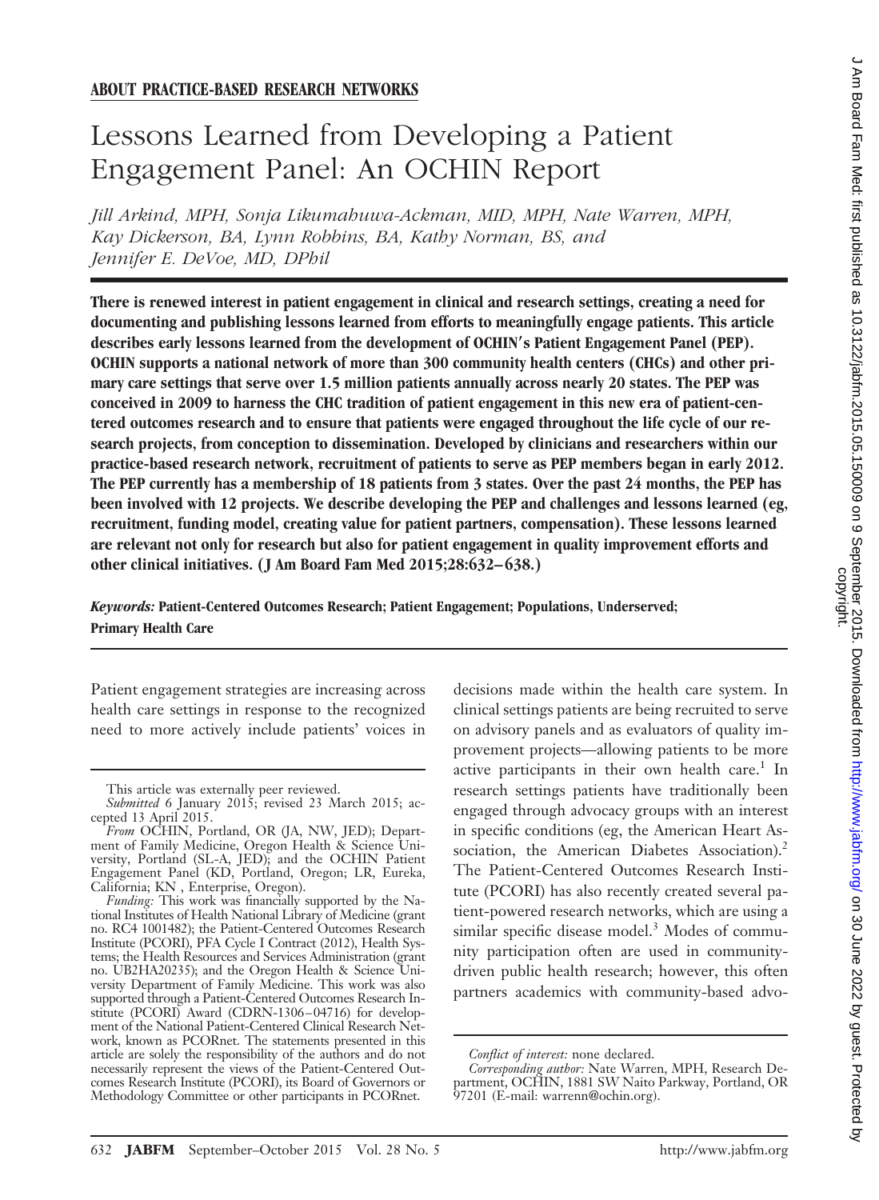## ABOUT PRACTICE-BASED RESEARCH NETWORKS

# Lessons Learned from Developing a Patient Engagement Panel: An OCHIN Report

*Jill Arkind, MPH, Sonja Likumahuwa-Ackman, MID, MPH, Nate Warren, MPH, Kay Dickerson, BA, Lynn Robbins, BA, Kathy Norman, BS, and Jennifer E. DeVoe, MD, DPhil*

**There is renewed interest in patient engagement in clinical and research settings, creating a need for documenting and publishing lessons learned from efforts to meaningfully engage patients. This article describes early lessons learned from the development of OCHIN's Patient Engagement Panel (PEP). OCHIN supports a national network of more than 300 community health centers (CHCs) and other primary care settings that serve over 1.5 million patients annually across nearly 20 states. The PEP was conceived in 2009 to harness the CHC tradition of patient engagement in this new era of patient-centered outcomes research and to ensure that patients were engaged throughout the life cycle of our research projects, from conception to dissemination. Developed by clinicians and researchers within our practice-based research network, recruitment of patients to serve as PEP members began in early 2012. The PEP currently has a membership of 18 patients from 3 states. Over the past 24 months, the PEP has been involved with 12 projects. We describe developing the PEP and challenges and lessons learned (eg, recruitment, funding model, creating value for patient partners, compensation). These lessons learned are relevant not only for research but also for patient engagement in quality improvement efforts and other clinical initiatives. (J Am Board Fam Med 2015;28:632–638.)**

*Keywords:* **Patient-Centered Outcomes Research; Patient Engagement; Populations, Underserved; Primary Health Care**

Patient engagement strategies are increasing across health care settings in response to the recognized need to more actively include patients' voices in decisions made within the health care system. In clinical settings patients are being recruited to serve on advisory panels and as evaluators of quality improvement projects—allowing patients to be more active participants in their own health care.[1] In research settings patients have traditionally been engaged through advocacy groups with an interest in specific conditions (eg, the American Heart Association, the American Diabetes Association).[2] The Patient-Centered Outcomes Research Institute (PCORI) has also recently created several patient-powered research networks, which are using a similar specific disease model.[3] Modes of community participation often are used in community-driven public health research; however, this often partners academics with community-based advo-

This article was externally peer reviewed.

*Submitted* 6 January 2015; revised 23 March 2015; accepted 13 April 2015.

*From* OCHIN, Portland, OR (JA, NW, JED); Department of Family Medicine, Oregon Health & Science University, Portland (SL-A, JED); and the OCHIN Patient Engagement Panel (KD, Portland, Oregon; LR, Eureka, California; KN , Enterprise, Oregon).

*Funding:* This work was financially supported by the National Institutes of Health National Library of Medicine (grant no. RC4 1001482); the Patient-Centered Outcomes Research Institute (PCORI), PFA Cycle I Contract (2012), Health Systems; the Health Resources and Services Administration (grant no. UB2HA20235); and the Oregon Health & Science University Department of Family Medicine. This work was also supported through a Patient-Centered Outcomes Research Institute (PCORI) Award (CDRN-1306–04716) for development of the National Patient-Centered Clinical Research Network, known as PCORnet. The statements presented in this article are solely the responsibility of the authors and do not necessarily represent the views of the Patient-Centered Outcomes Research Institute (PCORI), its Board of Governors or Methodology Committee or other participants in PCORnet.

*Conflict of interest:* none declared.

*Corresponding author:* Nate Warren, MPH, Research Department, OCHIN, 1881 SW Naito Parkway, Portland, OR 97201 (E-mail: warrenn@ochin.org).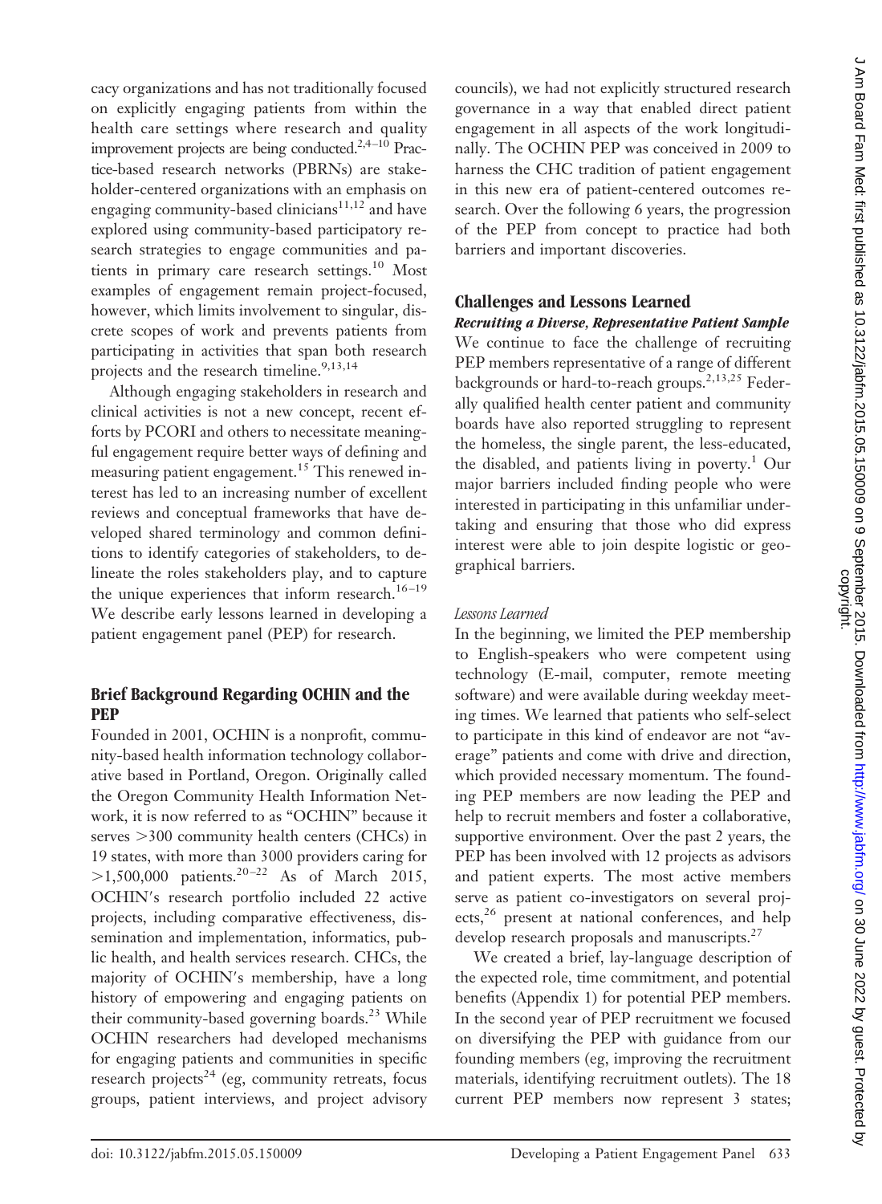cacy organizations and has not traditionally focused on explicitly engaging patients from within the health care settings where research and quality improvement projects are being conducted.[2,4–10] Practice-based research networks (PBRNs) are stakeholder-centered organizations with an emphasis on engaging community-based clinicians[11,12] and have explored using community-based participatory research strategies to engage communities and patients in primary care research settings.[10] Most examples of engagement remain project-focused, however, which limits involvement to singular, discrete scopes of work and prevents patients from participating in activities that span both research projects and the research timeline.[9,13,14]

Although engaging stakeholders in research and clinical activities is not a new concept, recent efforts by PCORI and others to necessitate meaningful engagement require better ways of defining and measuring patient engagement.[15] This renewed interest has led to an increasing number of excellent reviews and conceptual frameworks that have developed shared terminology and common definitions to identify categories of stakeholders, to delineate the roles stakeholders play, and to capture the unique experiences that inform research.[16–19] We describe early lessons learned in developing a patient engagement panel (PEP) for research.

## Brief Background Regarding OCHIN and the PEP

Founded in 2001, OCHIN is a nonprofit, community-based health information technology collaborative based in Portland, Oregon. Originally called the Oregon Community Health Information Network, it is now referred to as "OCHIN" because it serves >300 community health centers (CHCs) in 19 states, with more than 3000 providers caring for >1,500,000 patients.[20–22] As of March 2015, OCHIN's research portfolio included 22 active projects, including comparative effectiveness, dissemination and implementation, informatics, public health, and health services research. CHCs, the majority of OCHIN's membership, have a long history of empowering and engaging patients on their community-based governing boards.[23] While OCHIN researchers had developed mechanisms for engaging patients and communities in specific research projects[24] (eg, community retreats, focus groups, patient interviews, and project advisory councils), we had not explicitly structured research governance in a way that enabled direct patient engagement in all aspects of the work longitudinally. The OCHIN PEP was conceived in 2009 to harness the CHC tradition of patient engagement in this new era of patient-centered outcomes research. Over the following 6 years, the progression of the PEP from concept to practice had both barriers and important discoveries.

## Challenges and Lessons Learned

### *Recruiting a Diverse, Representative Patient Sample*

We continue to face the challenge of recruiting PEP members representative of a range of different backgrounds or hard-to-reach groups.[2,13,25] Federally qualified health center patient and community boards have also reported struggling to represent the homeless, the single parent, the less-educated, the disabled, and patients living in poverty.[1] Our major barriers included finding people who were interested in participating in this unfamiliar undertaking and ensuring that those who did express interest were able to join despite logistic or geographical barriers.

#### *Lessons Learned*

In the beginning, we limited the PEP membership to English-speakers who were competent using technology (E-mail, computer, remote meeting software) and were available during weekday meeting times. We learned that patients who self-select to participate in this kind of endeavor are not "average" patients and come with drive and direction, which provided necessary momentum. The founding PEP members are now leading the PEP and help to recruit members and foster a collaborative, supportive environment. Over the past 2 years, the PEP has been involved with 12 projects as advisors and patient experts. The most active members serve as patient co-investigators on several projects,[26] present at national conferences, and help develop research proposals and manuscripts.[27]

We created a brief, lay-language description of the expected role, time commitment, and potential benefits (Appendix 1) for potential PEP members. In the second year of PEP recruitment we focused on diversifying the PEP with guidance from our founding members (eg, improving the recruitment materials, identifying recruitment outlets). The 18 current PEP members now represent 3 states;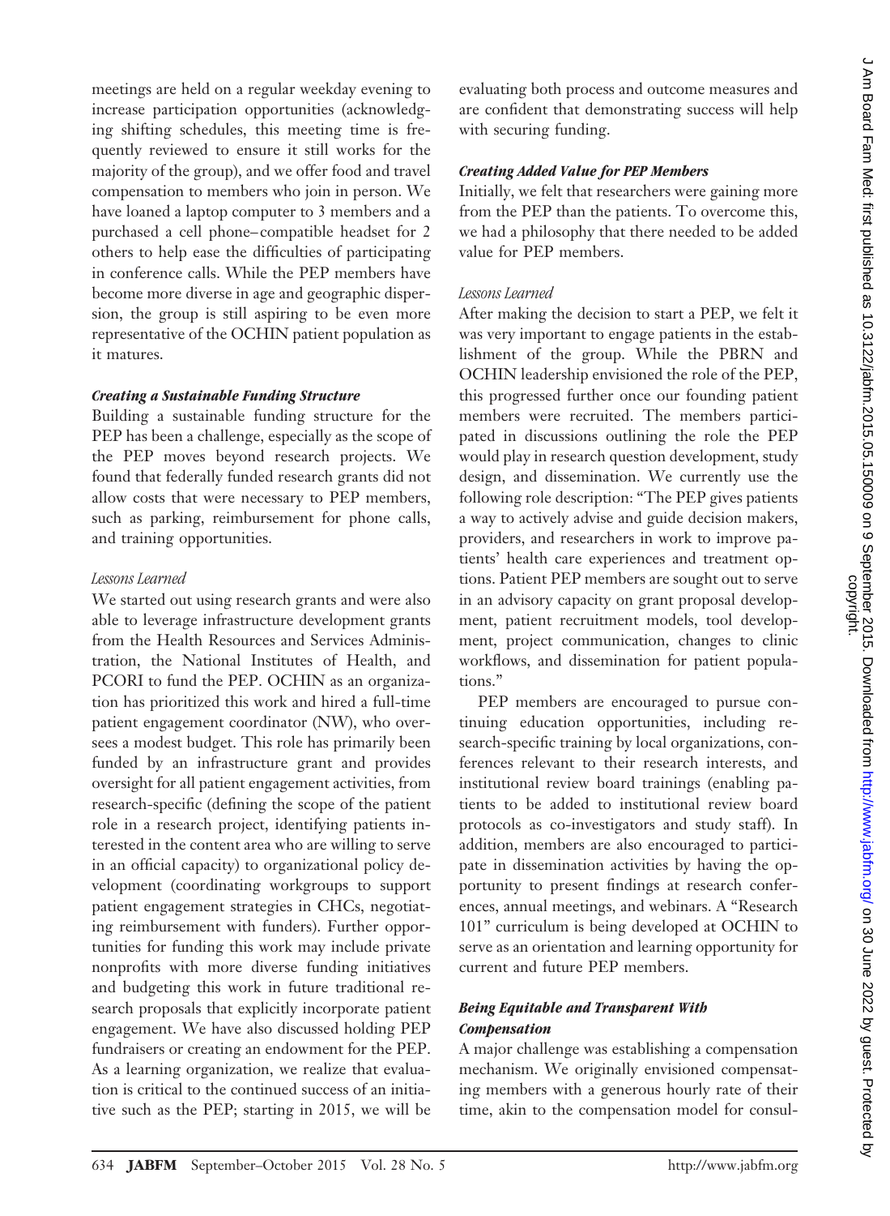meetings are held on a regular weekday evening to increase participation opportunities (acknowledging shifting schedules, this meeting time is frequently reviewed to ensure it still works for the majority of the group), and we offer food and travel compensation to members who join in person. We have loaned a laptop computer to 3 members and a purchased a cell phone–compatible headset for 2 others to help ease the difficulties of participating in conference calls. While the PEP members have become more diverse in age and geographic dispersion, the group is still aspiring to be even more representative of the OCHIN patient population as it matures.

### *Creating a Sustainable Funding Structure*

Building a sustainable funding structure for the PEP has been a challenge, especially as the scope of the PEP moves beyond research projects. We found that federally funded research grants did not allow costs that were necessary to PEP members, such as parking, reimbursement for phone calls, and training opportunities.

#### *Lessons Learned*

We started out using research grants and were also able to leverage infrastructure development grants from the Health Resources and Services Administration, the National Institutes of Health, and PCORI to fund the PEP. OCHIN as an organization has prioritized this work and hired a full-time patient engagement coordinator (NW), who oversees a modest budget. This role has primarily been funded by an infrastructure grant and provides oversight for all patient engagement activities, from research-specific (defining the scope of the patient role in a research project, identifying patients interested in the content area who are willing to serve in an official capacity) to organizational policy development (coordinating workgroups to support patient engagement strategies in CHCs, negotiating reimbursement with funders). Further opportunities for funding this work may include private nonprofits with more diverse funding initiatives and budgeting this work in future traditional research proposals that explicitly incorporate patient engagement. We have also discussed holding PEP fundraisers or creating an endowment for the PEP. As a learning organization, we realize that evaluation is critical to the continued success of an initiative such as the PEP; starting in 2015, we will be evaluating both process and outcome measures and are confident that demonstrating success will help with securing funding.

### *Creating Added Value for PEP Members*

Initially, we felt that researchers were gaining more from the PEP than the patients. To overcome this, we had a philosophy that there needed to be added value for PEP members.

#### *Lessons Learned*

After making the decision to start a PEP, we felt it was very important to engage patients in the establishment of the group. While the PBRN and OCHIN leadership envisioned the role of the PEP, this progressed further once our founding patient members were recruited. The members participated in discussions outlining the role the PEP would play in research question development, study design, and dissemination. We currently use the following role description: "The PEP gives patients a way to actively advise and guide decision makers, providers, and researchers in work to improve patients' health care experiences and treatment options. Patient PEP members are sought out to serve in an advisory capacity on grant proposal development, patient recruitment models, tool development, project communication, changes to clinic workflows, and dissemination for patient populations."

PEP members are encouraged to pursue continuing education opportunities, including research-specific training by local organizations, conferences relevant to their research interests, and institutional review board trainings (enabling patients to be added to institutional review board protocols as co-investigators and study staff). In addition, members are also encouraged to participate in dissemination activities by having the opportunity to present findings at research conferences, annual meetings, and webinars. A "Research 101" curriculum is being developed at OCHIN to serve as an orientation and learning opportunity for current and future PEP members.

### *Being Equitable and Transparent With Compensation*

A major challenge was establishing a compensation mechanism. We originally envisioned compensating members with a generous hourly rate of their time, akin to the compensation model for consul-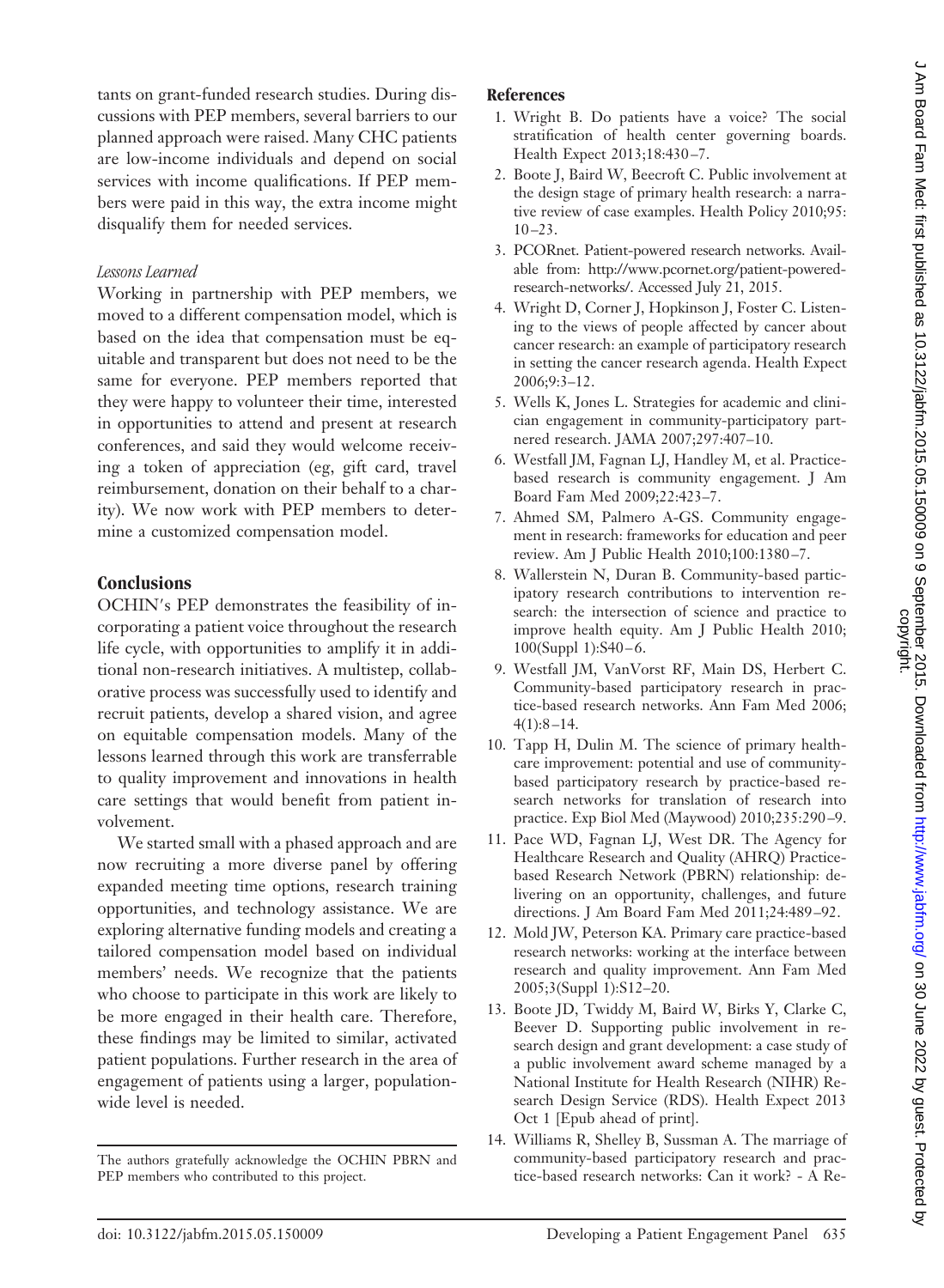tants on grant-funded research studies. During discussions with PEP members, several barriers to our planned approach were raised. Many CHC patients are low-income individuals and depend on social services with income qualifications. If PEP members were paid in this way, the extra income might disqualify them for needed services.

*Lessons Learned*

Working in partnership with PEP members, we moved to a different compensation model, which is based on the idea that compensation must be equitable and transparent but does not need to be the same for everyone. PEP members reported that they were happy to volunteer their time, interested in opportunities to attend and present at research conferences, and said they would welcome receiving a token of appreciation (eg, gift card, travel reimbursement, donation on their behalf to a charity). We now work with PEP members to determine a customized compensation model.

## Conclusions

OCHIN's PEP demonstrates the feasibility of incorporating a patient voice throughout the research life cycle, with opportunities to amplify it in additional non-research initiatives. A multistep, collaborative process was successfully used to identify and recruit patients, develop a shared vision, and agree on equitable compensation models. Many of the lessons learned through this work are transferrable to quality improvement and innovations in health care settings that would benefit from patient involvement.

We started small with a phased approach and are now recruiting a more diverse panel by offering expanded meeting time options, research training opportunities, and technology assistance. We are exploring alternative funding models and creating a tailored compensation model based on individual members' needs. We recognize that the patients who choose to participate in this work are likely to be more engaged in their health care. Therefore, these findings may be limited to similar, activated patient populations. Further research in the area of engagement of patients using a larger, population-wide level is needed.

The authors gratefully acknowledge the OCHIN PBRN and PEP members who contributed to this project.

## References

1. Wright B. Do patients have a voice? The social stratification of health center governing boards. Health Expect 2013;18:430–7.
2. Boote J, Baird W, Beecroft C. Public involvement at the design stage of primary health research: a narrative review of case examples. Health Policy 2010;95:10–23.
3. PCORnet. Patient-powered research networks. Available from: http://www.pcornet.org/patient-powered-research-networks/. Accessed July 21, 2015.
4. Wright D, Corner J, Hopkinson J, Foster C. Listening to the views of people affected by cancer about cancer research: an example of participatory research in setting the cancer research agenda. Health Expect 2006;9:3–12.
5. Wells K, Jones L. Strategies for academic and clinician engagement in community-participatory partnered research. JAMA 2007;297:407–10.
6. Westfall JM, Fagnan LJ, Handley M, et al. Practice-based research is community engagement. J Am Board Fam Med 2009;22:423–7.
7. Ahmed SM, Palmero A-GS. Community engagement in research: frameworks for education and peer review. Am J Public Health 2010;100:1380–7.
8. Wallerstein N, Duran B. Community-based participatory research contributions to intervention research: the intersection of science and practice to improve health equity. Am J Public Health 2010;100(Suppl 1):S40–6.
9. Westfall JM, VanVorst RF, Main DS, Herbert C. Community-based participatory research in practice-based research networks. Ann Fam Med 2006;4(1):8–14.
10. Tapp H, Dulin M. The science of primary health-care improvement: potential and use of community-based participatory research by practice-based research networks for translation of research into practice. Exp Biol Med (Maywood) 2010;235:290–9.
11. Pace WD, Fagnan LJ, West DR. The Agency for Healthcare Research and Quality (AHRQ) Practice-based Research Network (PBRN) relationship: delivering on an opportunity, challenges, and future directions. J Am Board Fam Med 2011;24:489–92.
12. Mold JW, Peterson KA. Primary care practice-based research networks: working at the interface between research and quality improvement. Ann Fam Med 2005;3(Suppl 1):S12–20.
13. Boote JD, Twiddy M, Baird W, Birks Y, Clarke C, Beever D. Supporting public involvement in research design and grant development: a case study of a public involvement award scheme managed by a National Institute for Health Research (NIHR) Research Design Service (RDS). Health Expect 2013 Oct 1 [Epub ahead of print].
14. Williams R, Shelley B, Sussman A. The marriage of community-based participatory research and practice-based research networks: Can it work? - A Re-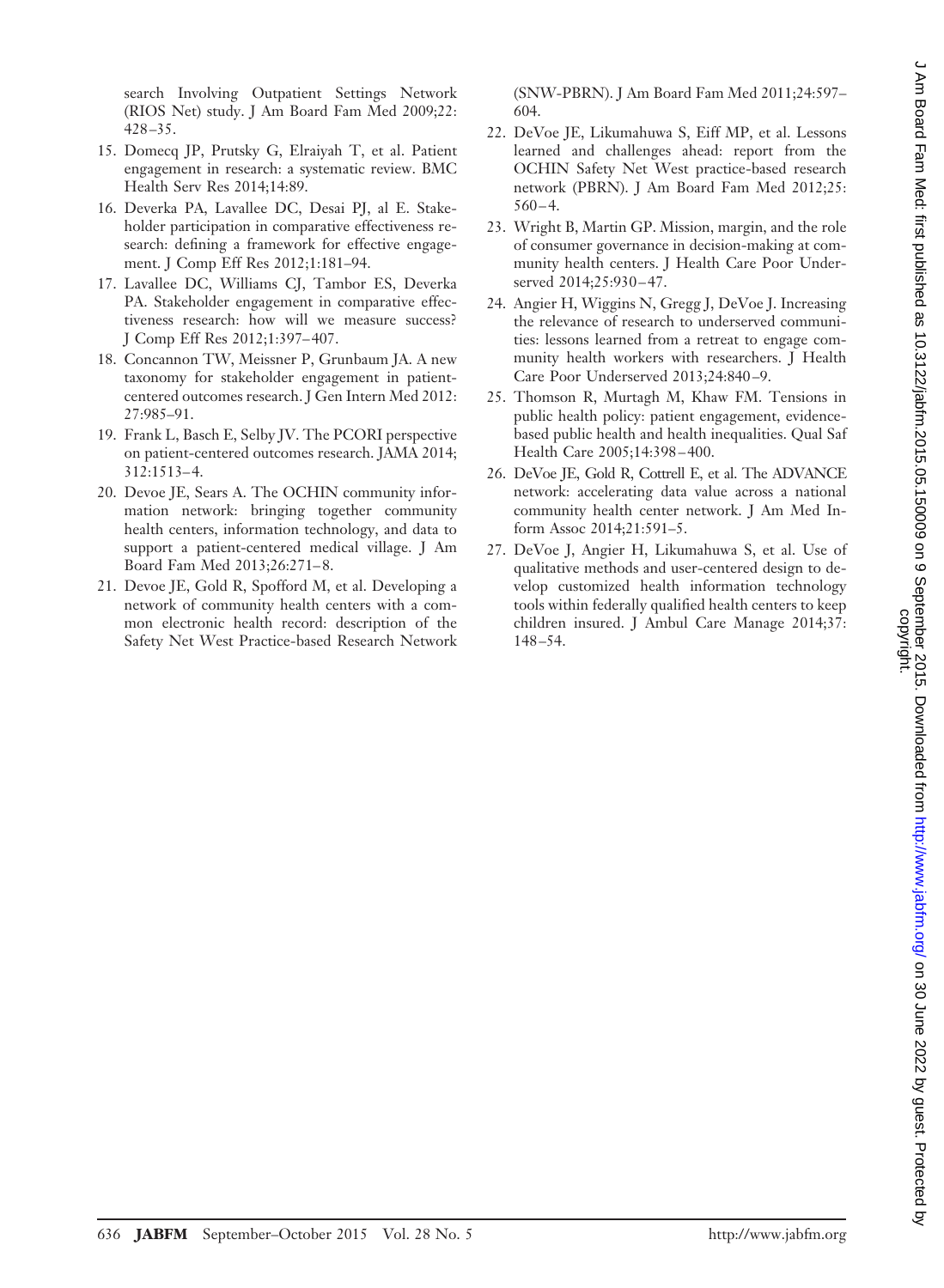search Involving Outpatient Settings Network (RIOS Net) study. J Am Board Fam Med 2009;22: 428–35.

15. Domecq JP, Prutsky G, Elraiyah T, et al. Patient engagement in research: a systematic review. BMC Health Serv Res 2014;14:89.
16. Deverka PA, Lavallee DC, Desai PJ, al E. Stakeholder participation in comparative effectiveness research: defining a framework for effective engagement. J Comp Eff Res 2012;1:181–94.
17. Lavallee DC, Williams CJ, Tambor ES, Deverka PA. Stakeholder engagement in comparative effectiveness research: how will we measure success? J Comp Eff Res 2012;1:397–407.
18. Concannon TW, Meissner P, Grunbaum JA. A new taxonomy for stakeholder engagement in patient-centered outcomes research. J Gen Intern Med 2012: 27:985–91.
19. Frank L, Basch E, Selby JV. The PCORI perspective on patient-centered outcomes research. JAMA 2014; 312:1513–4.
20. Devoe JE, Sears A. The OCHIN community information network: bringing together community health centers, information technology, and data to support a patient-centered medical village. J Am Board Fam Med 2013;26:271–8.
21. Devoe JE, Gold R, Spofford M, et al. Developing a network of community health centers with a common electronic health record: description of the Safety Net West Practice-based Research Network (SNW-PBRN). J Am Board Fam Med 2011;24:597–604.
22. DeVoe JE, Likumahuwa S, Eiff MP, et al. Lessons learned and challenges ahead: report from the OCHIN Safety Net West practice-based research network (PBRN). J Am Board Fam Med 2012;25: 560–4.
23. Wright B, Martin GP. Mission, margin, and the role of consumer governance in decision-making at community health centers. J Health Care Poor Underserved 2014;25:930–47.
24. Angier H, Wiggins N, Gregg J, DeVoe J. Increasing the relevance of research to underserved communities: lessons learned from a retreat to engage community health workers with researchers. J Health Care Poor Underserved 2013;24:840–9.
25. Thomson R, Murtagh M, Khaw FM. Tensions in public health policy: patient engagement, evidence-based public health and health inequalities. Qual Saf Health Care 2005;14:398–400.
26. DeVoe JE, Gold R, Cottrell E, et al. The ADVANCE network: accelerating data value across a national community health center network. J Am Med Inform Assoc 2014;21:591–5.
27. DeVoe J, Angier H, Likumahuwa S, et al. Use of qualitative methods and user-centered design to develop customized health information technology tools within federally qualified health centers to keep children insured. J Ambul Care Manage 2014;37: 148–54.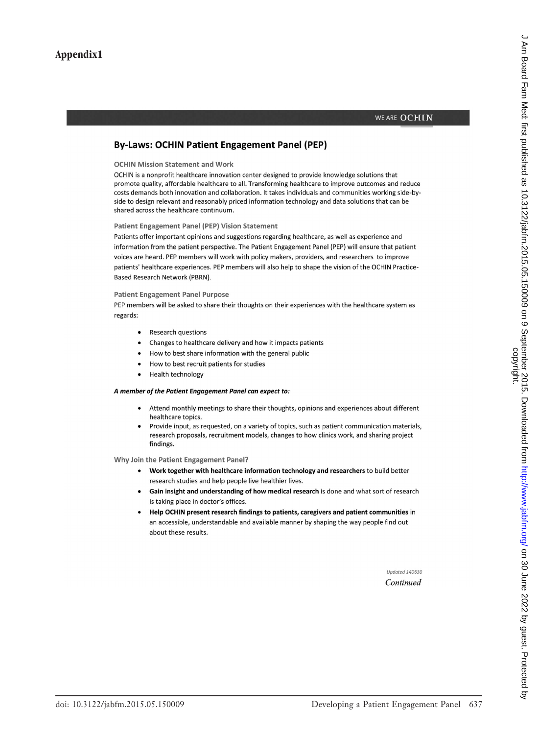## Appendix1

WE ARE OCHIN

# By-Laws: OCHIN Patient Engagement Panel (PEP)

### OCHIN Mission Statement and Work

OCHIN is a nonprofit healthcare innovation center designed to provide knowledge solutions that promote quality, affordable healthcare to all. Transforming healthcare to improve outcomes and reduce costs demands both innovation and collaboration. It takes individuals and communities working side-by-side to design relevant and reasonably priced information technology and data solutions that can be shared across the healthcare continuum.

### Patient Engagement Panel (PEP) Vision Statement

Patients offer important opinions and suggestions regarding healthcare, as well as experience and information from the patient perspective. The Patient Engagement Panel (PEP) will ensure that patient voices are heard. PEP members will work with policy makers, providers, and researchers to improve patients' healthcare experiences. PEP members will also help to shape the vision of the OCHIN Practice-Based Research Network (PBRN).

### Patient Engagement Panel Purpose

PEP members will be asked to share their thoughts on their experiences with the healthcare system as regards:

- Research questions
- Changes to healthcare delivery and how it impacts patients
- How to best share information with the general public
- How to best recruit patients for studies
- Health technology

***A member of the Patient Engagement Panel can expect to:***

- Attend monthly meetings to share their thoughts, opinions and experiences about different healthcare topics.
- Provide input, as requested, on a variety of topics, such as patient communication materials, research proposals, recruitment models, changes to how clinics work, and sharing project findings.

### Why Join the Patient Engagement Panel?

- **Work together with healthcare information technology and researchers** to build better research studies and help people live healthier lives.
- **Gain insight and understanding of how medical research** is done and what sort of research is taking place in doctor's offices.
- **Help OCHIN present research findings to patients, caregivers and patient communities** in an accessible, understandable and available manner by shaping the way people find out about these results.

*Updated 140630*

*Continued*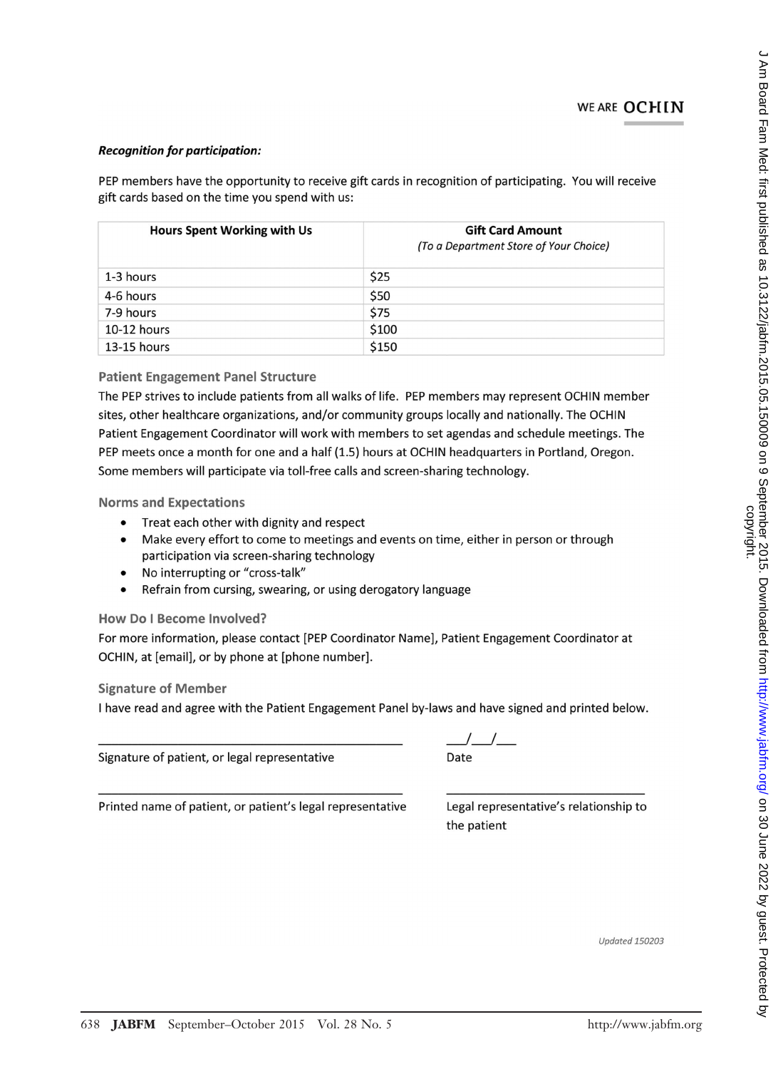WE ARE OCHIN

***Recognition for participation:***

PEP members have the opportunity to receive gift cards in recognition of participating. You will receive gift cards based on the time you spend with us:

| **Hours Spent Working with Us** | **Gift Card Amount** *(To a Department Store of Your Choice)* |
|---|---|
| 1-3 hours | $25 |
| 4-6 hours | $50 |
| 7-9 hours | $75 |
| 10-12 hours | $100 |
| 13-15 hours | $150 |

### Patient Engagement Panel Structure

The PEP strives to include patients from all walks of life. PEP members may represent OCHIN member sites, other healthcare organizations, and/or community groups locally and nationally. The OCHIN Patient Engagement Coordinator will work with members to set agendas and schedule meetings. The PEP meets once a month for one and a half (1.5) hours at OCHIN headquarters in Portland, Oregon. Some members will participate via toll-free calls and screen-sharing technology.

### Norms and Expectations

- Treat each other with dignity and respect
- Make every effort to come to meetings and events on time, either in person or through participation via screen-sharing technology
- No interrupting or "cross-talk"
- Refrain from cursing, swearing, or using derogatory language

### How Do I Become Involved?

For more information, please contact [PEP Coordinator Name], Patient Engagement Coordinator at OCHIN, at [email], or by phone at [phone number].

### Signature of Member

I have read and agree with the Patient Engagement Panel by-laws and have signed and printed below.

\_\_\_\_\_\_\_\_\_\_\_\_\_\_\_\_\_\_\_\_\_\_\_\_\_\_\_\_\_\_\_\_\_\_\_\_\_\_\_\_
Signature of patient, or legal representative

\_\_\_/\_\_\_/\_\_\_
Date

\_\_\_\_\_\_\_\_\_\_\_\_\_\_\_\_\_\_\_\_\_\_\_\_\_\_\_\_\_\_\_\_\_\_\_\_\_\_\_\_
Printed name of patient, or patient's legal representative

\_\_\_\_\_\_\_\_\_\_\_\_\_\_\_\_\_\_\_\_\_\_\_\_\_\_\_\_\_\_
Legal representative's relationship to the patient

*Updated 150203*